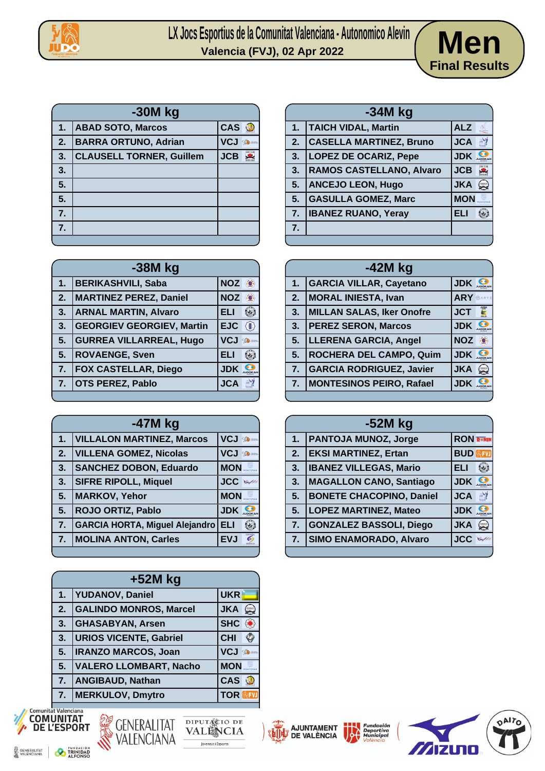# LX Jocs Esportius de la Comunitat Valenciana - Autonomico Alevin

**Valencia (FVJ), 02 Apr 2022**

## Men
**Final Results**

| -30M kg | | |
|---|---|---|
| 1. | ABAD SOTO, Marcos | CAS |
| 2. | BARRA ORTUNO, Adrian | VCJ |
| 3. | CLAUSELL TORNER, Guillem | JCB |
| 3. | | |
| 5. | | |
| 5. | | |
| 7. | | |
| 7. | | |

| -34M kg | | |
|---|---|---|
| 1. | TAICH VIDAL, Martin | ALZ |
| 2. | CASELLA MARTINEZ, Bruno | JCA |
| 3. | LOPEZ DE OCARIZ, Pepe | JDK |
| 3. | RAMOS CASTELLANO, Alvaro | JCB |
| 5. | ANCEJO LEON, Hugo | JKA |
| 5. | GASULLA GOMEZ, Marc | MON |
| 7. | IBANEZ RUANO, Yeray | ELI |
| 7. | | |

| -38M kg | | |
|---|---|---|
| 1. | BERIKASHVILI, Saba | NOZ |
| 2. | MARTINEZ PEREZ, Daniel | NOZ |
| 3. | ARNAL MARTIN, Alvaro | ELI |
| 3. | GEORGIEV GEORGIEV, Martin | EJC |
| 5. | GURREA VILLARREAL, Hugo | VCJ |
| 5. | ROVAENGE, Sven | ELI |
| 7. | FOX CASTELLAR, Diego | JDK |
| 7. | OTS PEREZ, Pablo | JCA |

| -42M kg | | |
|---|---|---|
| 1. | GARCIA VILLAR, Cayetano | JDK |
| 2. | MORAL INIESTA, Ivan | ARY |
| 3. | MILLAN SALAS, Iker Onofre | JCT |
| 3. | PEREZ SERON, Marcos | JDK |
| 5. | LLERENA GARCIA, Angel | NOZ |
| 5. | ROCHERA DEL CAMPO, Quim | JDK |
| 7. | GARCIA RODRIGUEZ, Javier | JKA |
| 7. | MONTESINOS PEIRO, Rafael | JDK |

| -47M kg | | |
|---|---|---|
| 1. | VILLALON MARTINEZ, Marcos | VCJ |
| 2. | VILLENA GOMEZ, Nicolas | VCJ |
| 3. | SANCHEZ DOBON, Eduardo | MON |
| 3. | SIFRE RIPOLL, Miquel | JCC |
| 5. | MARKOV, Yehor | MON |
| 5. | ROJO ORTIZ, Pablo | JDK |
| 7. | GARCIA HORTA, Miguel Alejandro | ELI |
| 7. | MOLINA ANTON, Carles | EVJ |

| -52M kg | | |
|---|---|---|
| 1. | PANTOJA MUNOZ, Jorge | RON |
| 2. | EKSI MARTINEZ, Ertan | BUD |
| 3. | IBANEZ VILLEGAS, Mario | ELI |
| 3. | MAGALLON CANO, Santiago | JDK |
| 5. | BONETE CHACOPINO, Daniel | JCA |
| 5. | LOPEZ MARTINEZ, Mateo | JDK |
| 7. | GONZALEZ BASSOLI, Diego | JKA |
| 7. | SIMO ENAMORADO, Alvaro | JCC |

| +52M kg | | |
|---|---|---|
| 1. | YUDANOV, Daniel | UKR |
| 2. | GALINDO MONROS, Marcel | JKA |
| 3. | GHASABYAN, Arsen | SHC |
| 3. | URIOS VICENTE, Gabriel | CHI |
| 5. | IRANZO MARCOS, Joan | VCJ |
| 5. | VALERO LLOMBART, Nacho | MON |
| 7. | ANGIBAUD, Nathan | CAS |
| 7. | MERKULOV, Dmytro | TOR |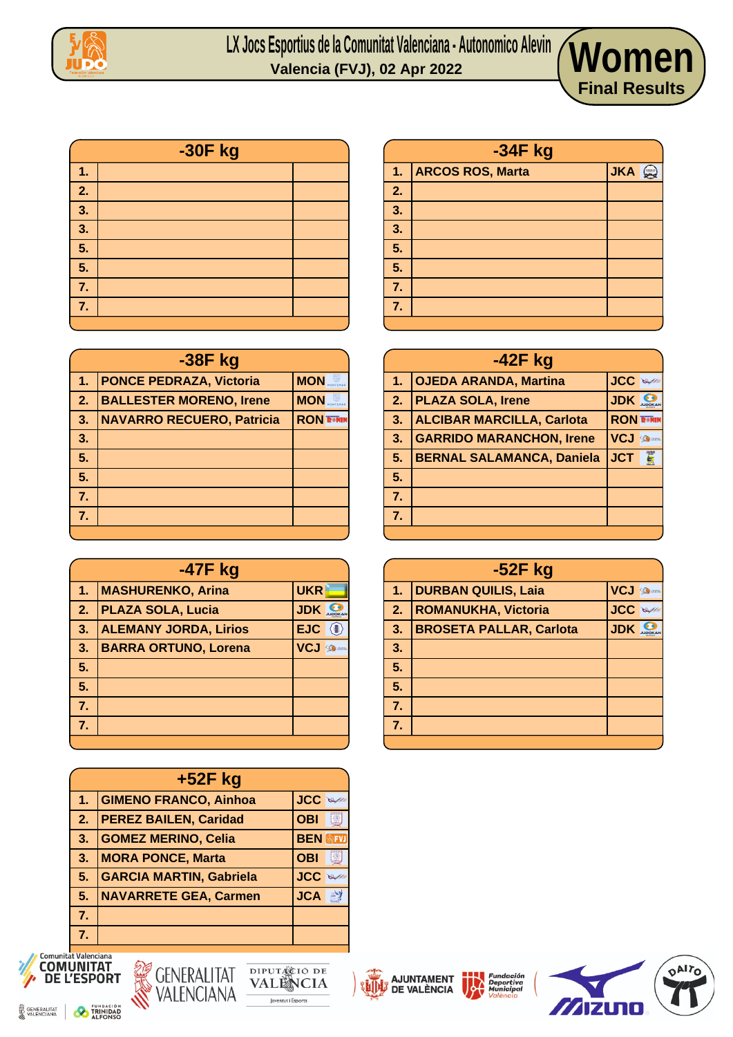# LX Jocs Esportius de la Comunitat Valenciana - Autonomico Alevin

Valencia (FVJ), 02 Apr 2022

## Women Final Results

### -30F kg

| | | |
|---|---|---|
| 1. | | |
| 2. | | |
| 3. | | |
| 3. | | |
| 5. | | |
| 5. | | |
| 7. | | |
| 7. | | |

### -34F kg

| | | |
|---|---|---|
| 1. | ARCOS ROS, Marta | JKA |
| 2. | | |
| 3. | | |
| 3. | | |
| 5. | | |
| 5. | | |
| 7. | | |
| 7. | | |

### -38F kg

| | | |
|---|---|---|
| 1. | PONCE PEDRAZA, Victoria | MON |
| 2. | BALLESTER MORENO, Irene | MON |
| 3. | NAVARRO RECUERO, Patricia | RON |
| 3. | | |
| 5. | | |
| 5. | | |
| 7. | | |
| 7. | | |

### -42F kg

| | | |
|---|---|---|
| 1. | OJEDA ARANDA, Martina | JCC |
| 2. | PLAZA SOLA, Irene | JDK |
| 3. | ALCIBAR MARCILLA, Carlota | RON |
| 3. | GARRIDO MARANCHON, Irene | VCJ |
| 5. | BERNAL SALAMANCA, Daniela | JCT |
| 5. | | |
| 7. | | |
| 7. | | |

### -47F kg

| | | |
|---|---|---|
| 1. | MASHURENKO, Arina | UKR |
| 2. | PLAZA SOLA, Lucia | JDK |
| 3. | ALEMANY JORDA, Lirios | EJC |
| 3. | BARRA ORTUNO, Lorena | VCJ |
| 5. | | |
| 5. | | |
| 7. | | |
| 7. | | |

### -52F kg

| | | |
|---|---|---|
| 1. | DURBAN QUILIS, Laia | VCJ |
| 2. | ROMANUKHA, Victoria | JCC |
| 3. | BROSETA PALLAR, Carlota | JDK |
| 3. | | |
| 5. | | |
| 5. | | |
| 7. | | |
| 7. | | |

### +52F kg

| | | |
|---|---|---|
| 1. | GIMENO FRANCO, Ainhoa | JCC |
| 2. | PEREZ BAILEN, Caridad | OBI |
| 3. | GOMEZ MERINO, Celia | BEN |
| 3. | MORA PONCE, Marta | OBI |
| 5. | GARCIA MARTIN, Gabriela | JCC |
| 5. | NAVARRETE GEA, Carmen | JCA |
| 7. | | |
| 7. | | |